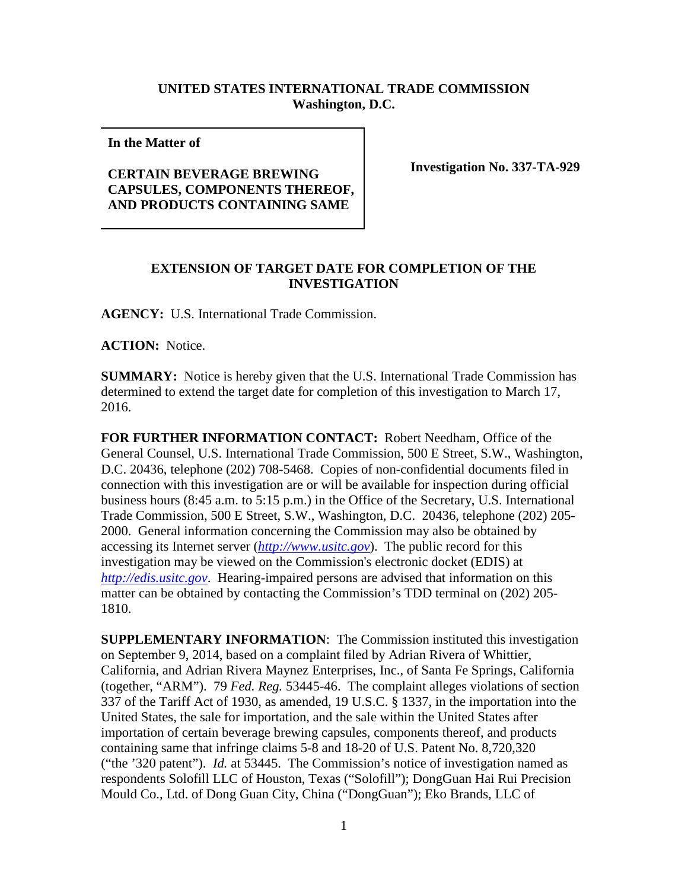**UNITED STATES INTERNATIONAL TRADE COMMISSION**
**Washington, D.C.**

**In the Matter of**

**CERTAIN BEVERAGE BREWING CAPSULES, COMPONENTS THEREOF, AND PRODUCTS CONTAINING SAME**

**Investigation No. 337-TA-929**

**EXTENSION OF TARGET DATE FOR COMPLETION OF THE INVESTIGATION**

**AGENCY:** U.S. International Trade Commission.

**ACTION:** Notice.

**SUMMARY:** Notice is hereby given that the U.S. International Trade Commission has determined to extend the target date for completion of this investigation to March 17, 2016.

**FOR FURTHER INFORMATION CONTACT:** Robert Needham, Office of the General Counsel, U.S. International Trade Commission, 500 E Street, S.W., Washington, D.C. 20436, telephone (202) 708-5468. Copies of non-confidential documents filed in connection with this investigation are or will be available for inspection during official business hours (8:45 a.m. to 5:15 p.m.) in the Office of the Secretary, U.S. International Trade Commission, 500 E Street, S.W., Washington, D.C. 20436, telephone (202) 205-2000. General information concerning the Commission may also be obtained by accessing its Internet server (*http://www.usitc.gov*). The public record for this investigation may be viewed on the Commission's electronic docket (EDIS) at *http://edis.usitc.gov*. Hearing-impaired persons are advised that information on this matter can be obtained by contacting the Commission's TDD terminal on (202) 205-1810.

**SUPPLEMENTARY INFORMATION**: The Commission instituted this investigation on September 9, 2014, based on a complaint filed by Adrian Rivera of Whittier, California, and Adrian Rivera Maynez Enterprises, Inc., of Santa Fe Springs, California (together, "ARM"). 79 *Fed. Reg.* 53445-46. The complaint alleges violations of section 337 of the Tariff Act of 1930, as amended, 19 U.S.C. § 1337, in the importation into the United States, the sale for importation, and the sale within the United States after importation of certain beverage brewing capsules, components thereof, and products containing same that infringe claims 5-8 and 18-20 of U.S. Patent No. 8,720,320 ("the '320 patent"). *Id.* at 53445. The Commission's notice of investigation named as respondents Solofill LLC of Houston, Texas ("Solofill"); DongGuan Hai Rui Precision Mould Co., Ltd. of Dong Guan City, China ("DongGuan"); Eko Brands, LLC of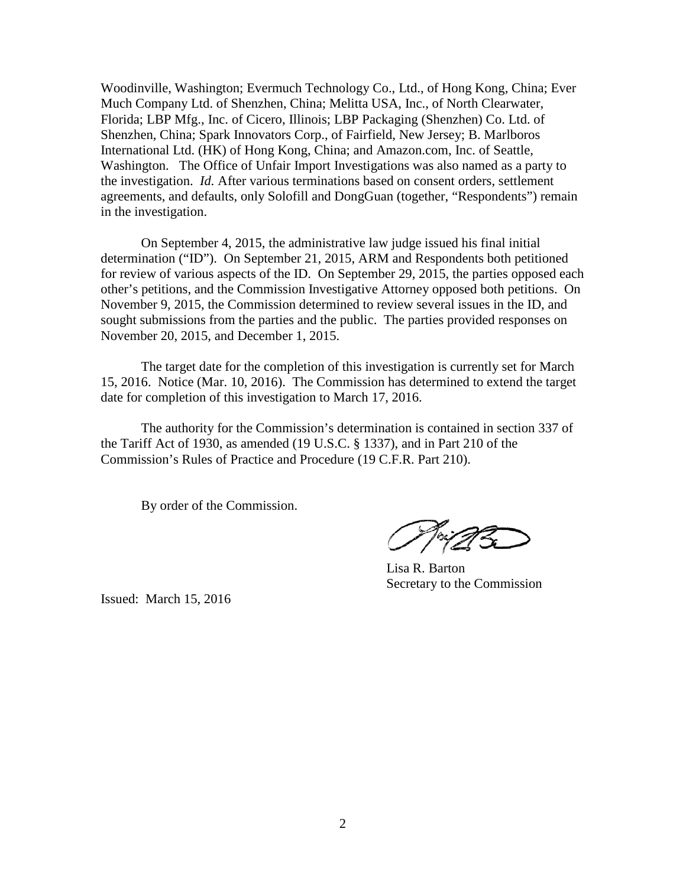Woodinville, Washington; Evermuch Technology Co., Ltd., of Hong Kong, China; Ever Much Company Ltd. of Shenzhen, China; Melitta USA, Inc., of North Clearwater, Florida; LBP Mfg., Inc. of Cicero, Illinois; LBP Packaging (Shenzhen) Co. Ltd. of Shenzhen, China; Spark Innovators Corp., of Fairfield, New Jersey; B. Marlboros International Ltd. (HK) of Hong Kong, China; and Amazon.com, Inc. of Seattle, Washington. The Office of Unfair Import Investigations was also named as a party to the investigation. *Id.* After various terminations based on consent orders, settlement agreements, and defaults, only Solofill and DongGuan (together, "Respondents") remain in the investigation.

On September 4, 2015, the administrative law judge issued his final initial determination ("ID"). On September 21, 2015, ARM and Respondents both petitioned for review of various aspects of the ID. On September 29, 2015, the parties opposed each other's petitions, and the Commission Investigative Attorney opposed both petitions. On November 9, 2015, the Commission determined to review several issues in the ID, and sought submissions from the parties and the public. The parties provided responses on November 20, 2015, and December 1, 2015.

The target date for the completion of this investigation is currently set for March 15, 2016. Notice (Mar. 10, 2016). The Commission has determined to extend the target date for completion of this investigation to March 17, 2016.

The authority for the Commission's determination is contained in section 337 of the Tariff Act of 1930, as amended (19 U.S.C. § 1337), and in Part 210 of the Commission's Rules of Practice and Procedure (19 C.F.R. Part 210).

By order of the Commission.

Lisa R. Barton
Secretary to the Commission

Issued: March 15, 2016